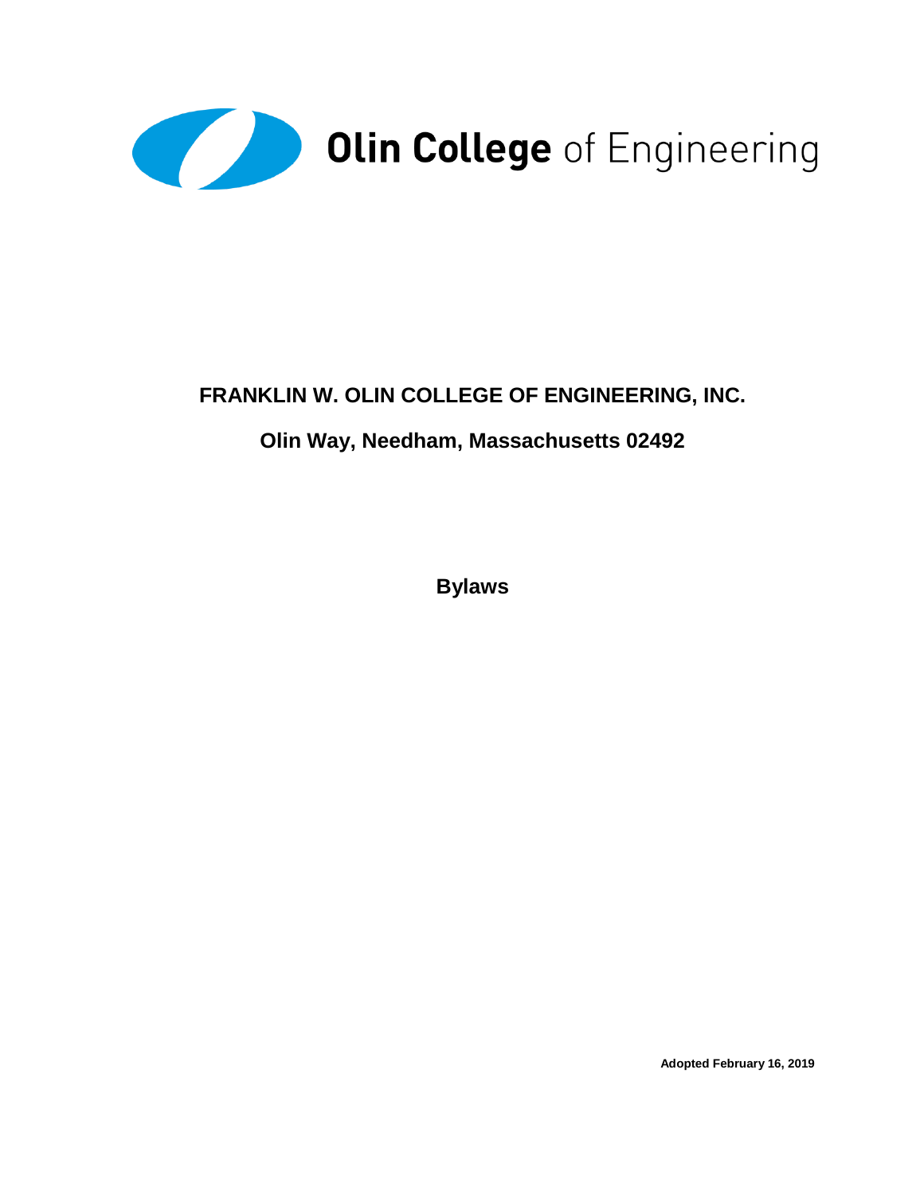Olin College of Engineering

# FRANKLIN W. OLIN COLLEGE OF ENGINEERING, INC.

## Olin Way, Needham, Massachusetts 02492

## Bylaws

**Adopted February 16, 2019**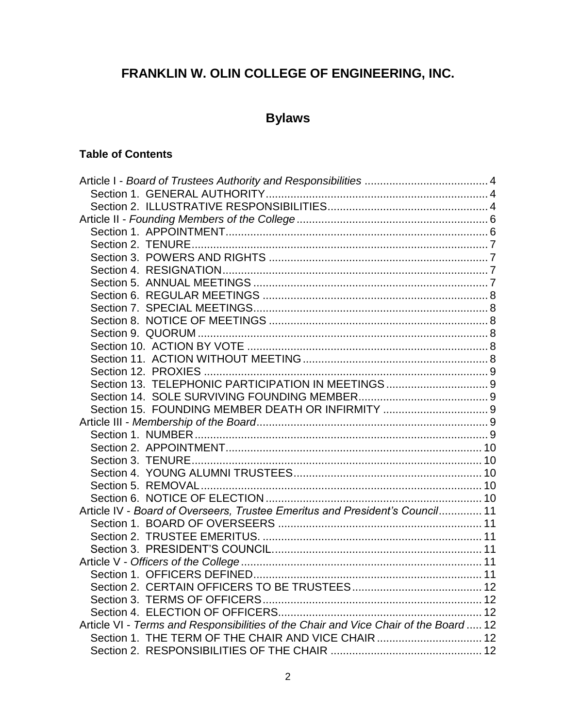# FRANKLIN W. OLIN COLLEGE OF ENGINEERING, INC.

## Bylaws

### Table of Contents

Article I - *Board of Trustees Authority and Responsibilities* ........................................ 4
- Section 1. GENERAL AUTHORITY ........................................................................ 4
- Section 2. ILLUSTRATIVE RESPONSIBILITIES .................................................... 4

Article II - *Founding Members of the College* .............................................................. 6
- Section 1. APPOINTMENT ..................................................................................... 6
- Section 2. TENURE ................................................................................................ 7
- Section 3. POWERS AND RIGHTS ....................................................................... 7
- Section 4. RESIGNATION ...................................................................................... 7
- Section 5. ANNUAL MEETINGS ............................................................................ 7
- Section 6. REGULAR MEETINGS ......................................................................... 8
- Section 7. SPECIAL MEETINGS ............................................................................ 8
- Section 8. NOTICE OF MEETINGS ....................................................................... 8
- Section 9. QUORUM .............................................................................................. 8
- Section 10. ACTION BY VOTE .............................................................................. 8
- Section 11. ACTION WITHOUT MEETING ............................................................ 8
- Section 12. PROXIES ............................................................................................ 9
- Section 13. TELEPHONIC PARTICIPATION IN MEETINGS .................................. 9
- Section 14. SOLE SURVIVING FOUNDING MEMBER ........................................... 9
- Section 15. FOUNDING MEMBER DEATH OR INFIRMITY ................................... 9

Article III - *Membership of the Board* ........................................................................... 9
- Section 1. NUMBER ............................................................................................... 9
- Section 2. APPOINTMENT ................................................................................... 10
- Section 3. TENURE .............................................................................................. 10
- Section 4. YOUNG ALUMNI TRUSTEES ............................................................. 10
- Section 5. REMOVAL ............................................................................................ 10
- Section 6. NOTICE OF ELECTION ...................................................................... 10

Article IV - *Board of Overseers, Trustee Emeritus and President's Council* ............. 11
- Section 1. BOARD OF OVERSEERS ................................................................... 11
- Section 2. TRUSTEE EMERITUS. ........................................................................ 11
- Section 3. PRESIDENT'S COUNCIL. .................................................................... 11

Article V - *Officers of the College* ............................................................................... 11
- Section 1. OFFICERS DEFINED ........................................................................... 11
- Section 2. CERTAIN OFFICERS TO BE TRUSTEES ........................................... 12
- Section 3. TERMS OF OFFICERS ........................................................................ 12
- Section 4. ELECTION OF OFFICERS .................................................................. 12

Article VI - *Terms and Responsibilities of the Chair and Vice Chair of the Board* ..... 12
- Section 1. THE TERM OF THE CHAIR AND VICE CHAIR .................................. 12
- Section 2. RESPONSIBILITIES OF THE CHAIR ................................................. 12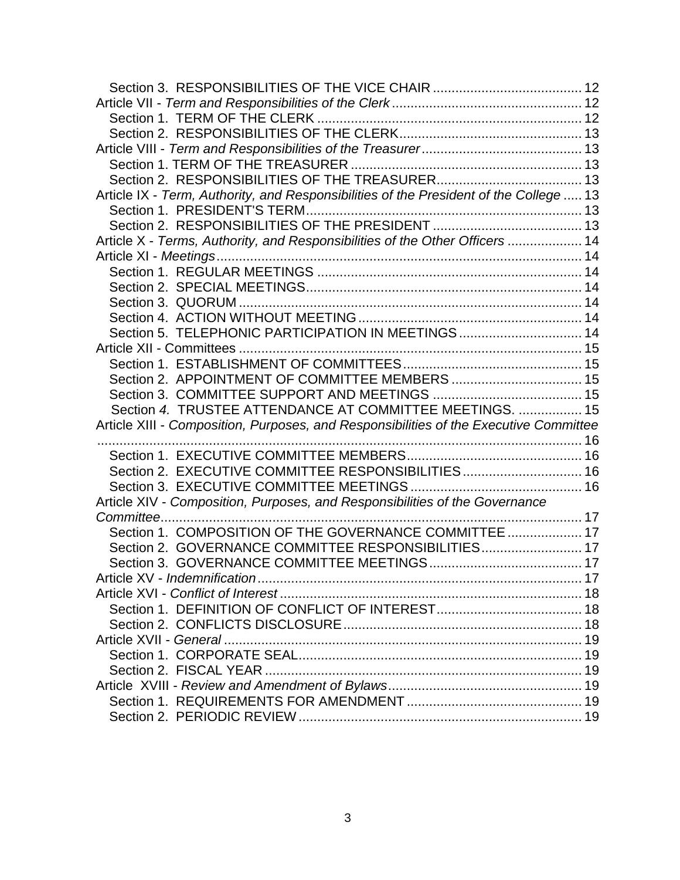Section 3. RESPONSIBILITIES OF THE VICE CHAIR ........................................ 12

Article VII - *Term and Responsibilities of the Clerk* ................................................. 12

Section 1. TERM OF THE CLERK ....................................................................... 12

Section 2. RESPONSIBILITIES OF THE CLERK................................................. 13

Article VIII - *Term and Responsibilities of the Treasurer* .......................................... 13

Section 1. TERM OF THE TREASURER .............................................................. 13

Section 2. RESPONSIBILITIES OF THE TREASURER....................................... 13

Article IX - *Term, Authority, and Responsibilities of the President of the College* ..... 13

Section 1. PRESIDENT'S TERM.......................................................................... 13

Section 2. RESPONSIBILITIES OF THE PRESIDENT ........................................ 13

Article X - *Terms, Authority, and Responsibilities of the Other Officers* .................... 14

Article XI - *Meetings*................................................................................................. 14

Section 1. REGULAR MEETINGS ...................................................................... 14

Section 2. SPECIAL MEETINGS.......................................................................... 14

Section 3. QUORUM ........................................................................................... 14

Section 4. ACTION WITHOUT MEETING ............................................................ 14

Section 5. TELEPHONIC PARTICIPATION IN MEETINGS ................................. 14

Article XII - Committees ............................................................................................ 15

Section 1. ESTABLISHMENT OF COMMITTEES................................................ 15

Section 2. APPOINTMENT OF COMMITTEE MEMBERS ................................... 15

Section 3. COMMITTEE SUPPORT AND MEETINGS ........................................ 15

Section *4.* TRUSTEE ATTENDANCE AT COMMITTEE MEETINGS. ................. 15

Article XIII - *Composition, Purposes, and Responsibilities of the Executive Committee* ................................................................................................................... 16

Section 1. EXECUTIVE COMMITTEE MEMBERS............................................... 16

Section 2. EXECUTIVE COMMITTEE RESPONSIBILITIES................................ 16

Section 3. EXECUTIVE COMMITTEE MEETINGS .............................................. 16

Article XIV - *Composition, Purposes, and Responsibilities of the Governance Committee*................................................................................................................. 17

Section 1. COMPOSITION OF THE GOVERNANCE COMMITTEE .................... 17

Section 2. GOVERNANCE COMMITTEE RESPONSIBILITIES........................... 17

Section 3. GOVERNANCE COMMITTEE MEETINGS......................................... 17

Article XV - *Indemnification*....................................................................................... 17

Article XVI - *Conflict of Interest* ................................................................................. 18

Section 1. DEFINITION OF CONFLICT OF INTEREST....................................... 18

Section 2. CONFLICTS DISCLOSURE................................................................ 18

Article XVII - *General* ................................................................................................ 19

Section 1. CORPORATE SEAL............................................................................ 19

Section 2. FISCAL YEAR ..................................................................................... 19

Article XVIII - *Review and Amendment of Bylaws*.................................................... 19

Section 1. REQUIREMENTS FOR AMENDMENT ............................................... 19

Section 2. PERIODIC REVIEW ............................................................................ 19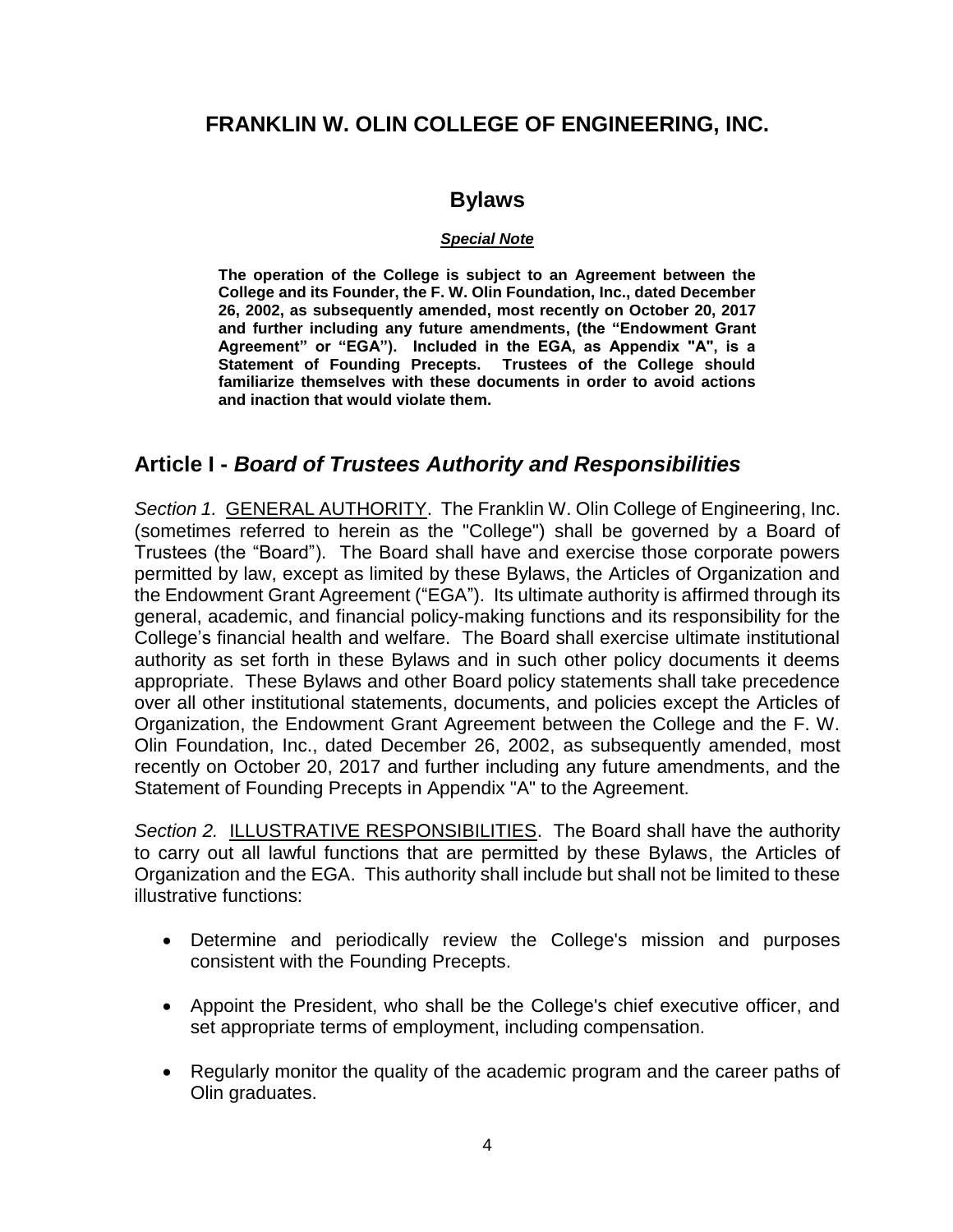## FRANKLIN W. OLIN COLLEGE OF ENGINEERING, INC.

## Bylaws

***Special Note***

**The operation of the College is subject to an Agreement between the College and its Founder, the F. W. Olin Foundation, Inc., dated December 26, 2002, as subsequently amended, most recently on October 20, 2017 and further including any future amendments, (the "Endowment Grant Agreement" or "EGA"). Included in the EGA, as Appendix "A", is a Statement of Founding Precepts. Trustees of the College should familiarize themselves with these documents in order to avoid actions and inaction that would violate them.**

## Article I - *Board of Trustees Authority and Responsibilities*

*Section 1.* GENERAL AUTHORITY. The Franklin W. Olin College of Engineering, Inc. (sometimes referred to herein as the "College") shall be governed by a Board of Trustees (the "Board"). The Board shall have and exercise those corporate powers permitted by law, except as limited by these Bylaws, the Articles of Organization and the Endowment Grant Agreement ("EGA"). Its ultimate authority is affirmed through its general, academic, and financial policy-making functions and its responsibility for the College's financial health and welfare. The Board shall exercise ultimate institutional authority as set forth in these Bylaws and in such other policy documents it deems appropriate. These Bylaws and other Board policy statements shall take precedence over all other institutional statements, documents, and policies except the Articles of Organization, the Endowment Grant Agreement between the College and the F. W. Olin Foundation, Inc., dated December 26, 2002, as subsequently amended, most recently on October 20, 2017 and further including any future amendments, and the Statement of Founding Precepts in Appendix "A" to the Agreement.

*Section 2.* ILLUSTRATIVE RESPONSIBILITIES. The Board shall have the authority to carry out all lawful functions that are permitted by these Bylaws, the Articles of Organization and the EGA. This authority shall include but shall not be limited to these illustrative functions:

- Determine and periodically review the College's mission and purposes consistent with the Founding Precepts.
- Appoint the President, who shall be the College's chief executive officer, and set appropriate terms of employment, including compensation.
- Regularly monitor the quality of the academic program and the career paths of Olin graduates.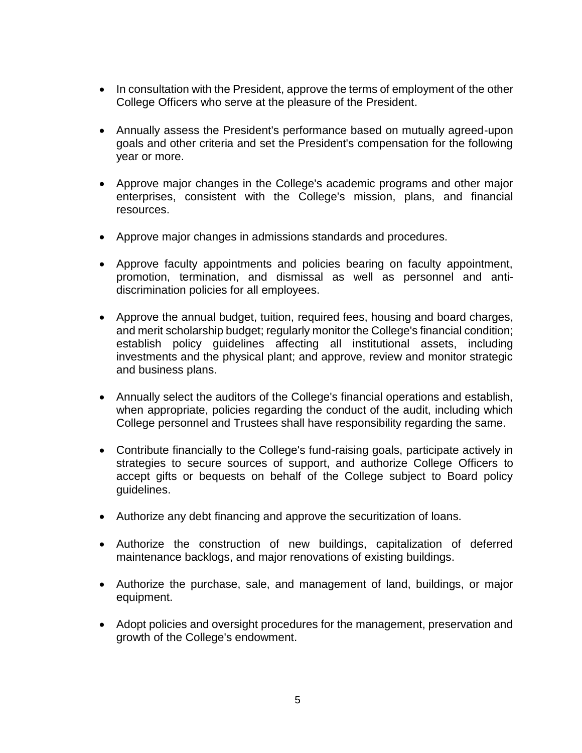- In consultation with the President, approve the terms of employment of the other College Officers who serve at the pleasure of the President.

- Annually assess the President's performance based on mutually agreed-upon goals and other criteria and set the President's compensation for the following year or more.

- Approve major changes in the College's academic programs and other major enterprises, consistent with the College's mission, plans, and financial resources.

- Approve major changes in admissions standards and procedures.

- Approve faculty appointments and policies bearing on faculty appointment, promotion, termination, and dismissal as well as personnel and anti-discrimination policies for all employees.

- Approve the annual budget, tuition, required fees, housing and board charges, and merit scholarship budget; regularly monitor the College's financial condition; establish policy guidelines affecting all institutional assets, including investments and the physical plant; and approve, review and monitor strategic and business plans.

- Annually select the auditors of the College's financial operations and establish, when appropriate, policies regarding the conduct of the audit, including which College personnel and Trustees shall have responsibility regarding the same.

- Contribute financially to the College's fund-raising goals, participate actively in strategies to secure sources of support, and authorize College Officers to accept gifts or bequests on behalf of the College subject to Board policy guidelines.

- Authorize any debt financing and approve the securitization of loans.

- Authorize the construction of new buildings, capitalization of deferred maintenance backlogs, and major renovations of existing buildings.

- Authorize the purchase, sale, and management of land, buildings, or major equipment.

- Adopt policies and oversight procedures for the management, preservation and growth of the College's endowment.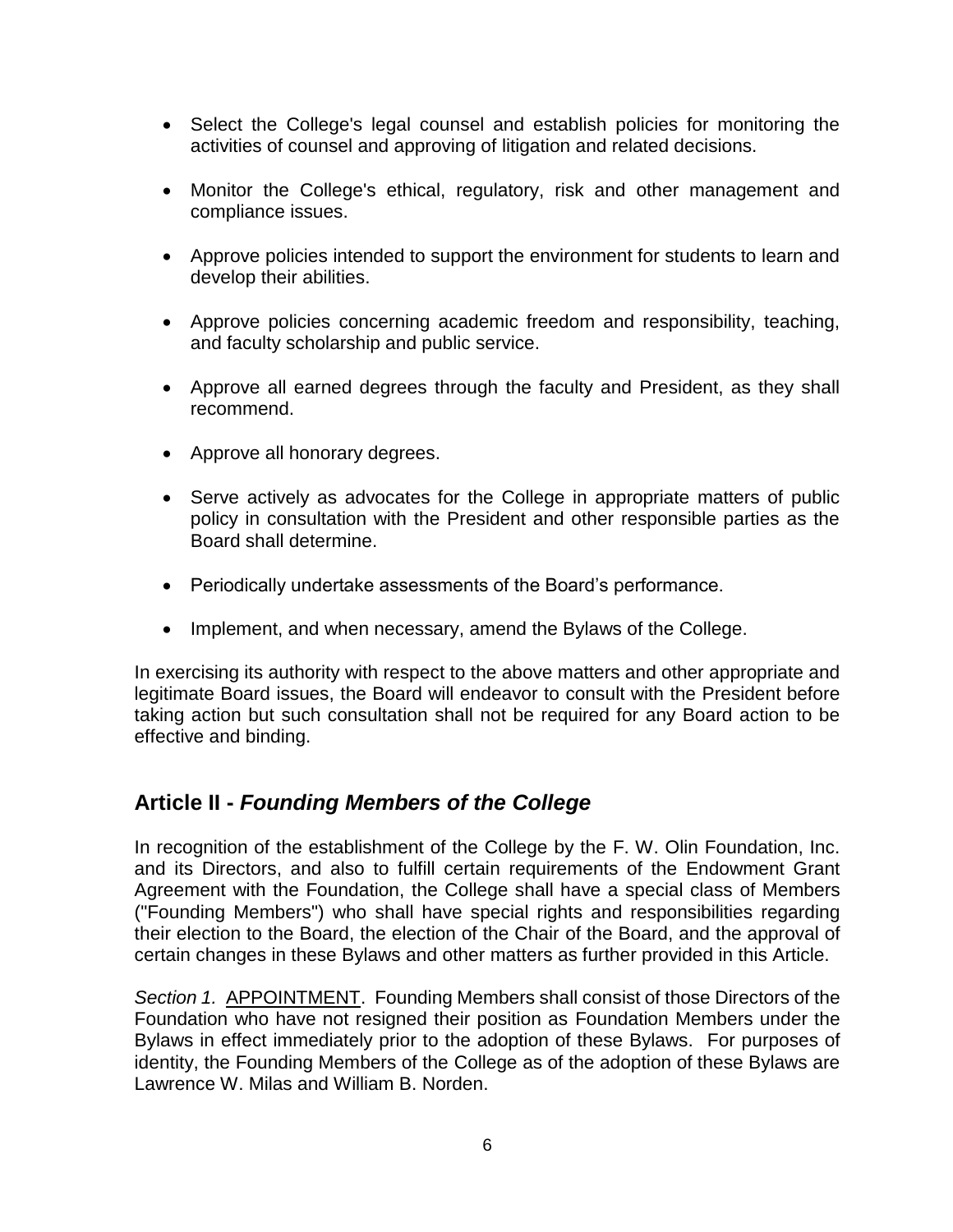- Select the College's legal counsel and establish policies for monitoring the activities of counsel and approving of litigation and related decisions.

- Monitor the College's ethical, regulatory, risk and other management and compliance issues.

- Approve policies intended to support the environment for students to learn and develop their abilities.

- Approve policies concerning academic freedom and responsibility, teaching, and faculty scholarship and public service.

- Approve all earned degrees through the faculty and President, as they shall recommend.

- Approve all honorary degrees.

- Serve actively as advocates for the College in appropriate matters of public policy in consultation with the President and other responsible parties as the Board shall determine.

- Periodically undertake assessments of the Board's performance.

- Implement, and when necessary, amend the Bylaws of the College.

In exercising its authority with respect to the above matters and other appropriate and legitimate Board issues, the Board will endeavor to consult with the President before taking action but such consultation shall not be required for any Board action to be effective and binding.

## Article II - *Founding Members of the College*

In recognition of the establishment of the College by the F. W. Olin Foundation, Inc. and its Directors, and also to fulfill certain requirements of the Endowment Grant Agreement with the Foundation, the College shall have a special class of Members ("Founding Members") who shall have special rights and responsibilities regarding their election to the Board, the election of the Chair of the Board, and the approval of certain changes in these Bylaws and other matters as further provided in this Article.

*Section 1.* <u>APPOINTMENT</u>. Founding Members shall consist of those Directors of the Foundation who have not resigned their position as Foundation Members under the Bylaws in effect immediately prior to the adoption of these Bylaws. For purposes of identity, the Founding Members of the College as of the adoption of these Bylaws are Lawrence W. Milas and William B. Norden.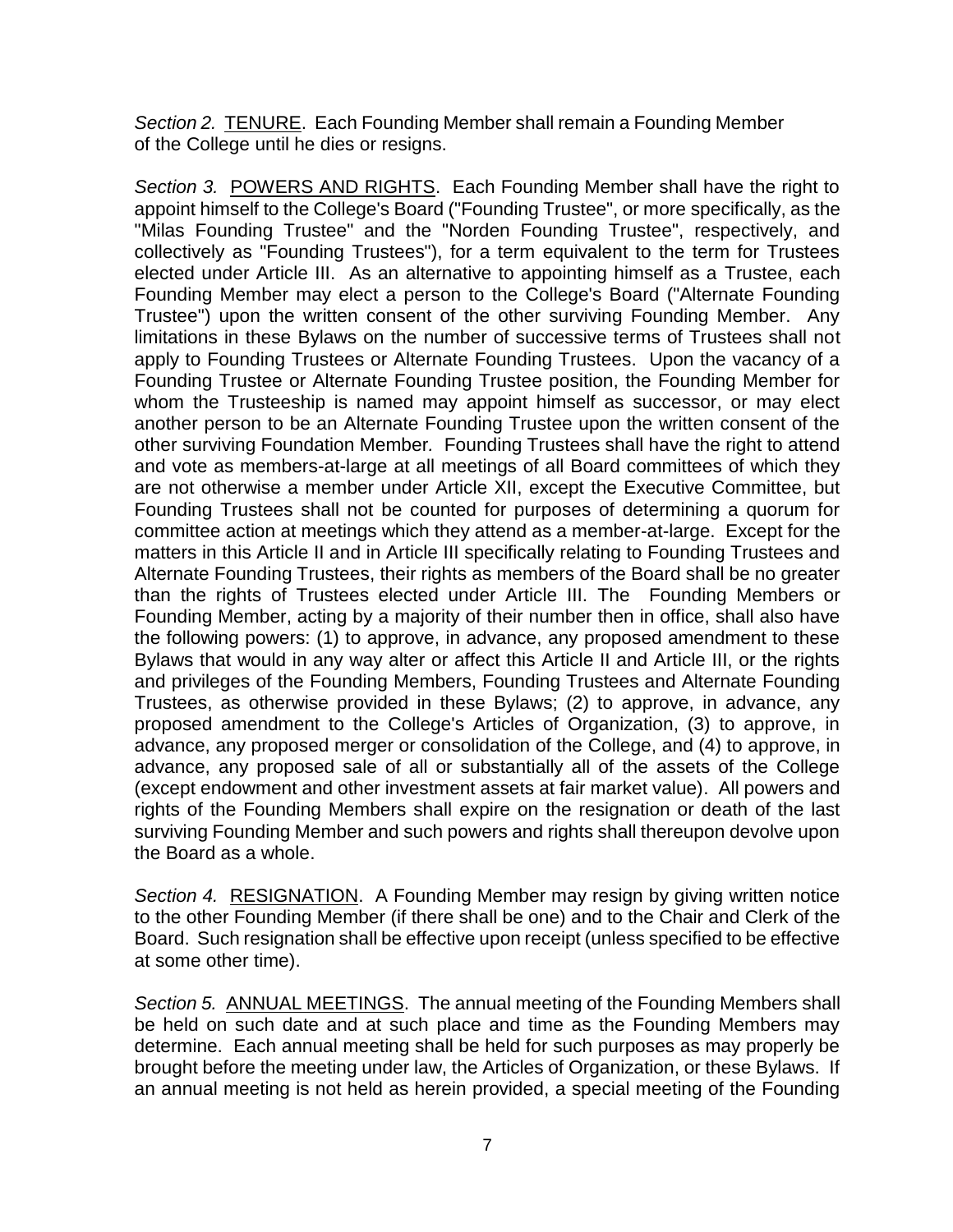*Section 2.* TENURE. Each Founding Member shall remain a Founding Member of the College until he dies or resigns.

*Section 3.* POWERS AND RIGHTS. Each Founding Member shall have the right to appoint himself to the College's Board ("Founding Trustee", or more specifically, as the "Milas Founding Trustee" and the "Norden Founding Trustee", respectively, and collectively as "Founding Trustees"), for a term equivalent to the term for Trustees elected under Article III. As an alternative to appointing himself as a Trustee, each Founding Member may elect a person to the College's Board ("Alternate Founding Trustee") upon the written consent of the other surviving Founding Member. Any limitations in these Bylaws on the number of successive terms of Trustees shall not apply to Founding Trustees or Alternate Founding Trustees. Upon the vacancy of a Founding Trustee or Alternate Founding Trustee position, the Founding Member for whom the Trusteeship is named may appoint himself as successor, or may elect another person to be an Alternate Founding Trustee upon the written consent of the other surviving Foundation Member. Founding Trustees shall have the right to attend and vote as members-at-large at all meetings of all Board committees of which they are not otherwise a member under Article XII, except the Executive Committee, but Founding Trustees shall not be counted for purposes of determining a quorum for committee action at meetings which they attend as a member-at-large. Except for the matters in this Article II and in Article III specifically relating to Founding Trustees and Alternate Founding Trustees, their rights as members of the Board shall be no greater than the rights of Trustees elected under Article III. The Founding Members or Founding Member, acting by a majority of their number then in office, shall also have the following powers: (1) to approve, in advance, any proposed amendment to these Bylaws that would in any way alter or affect this Article II and Article III, or the rights and privileges of the Founding Members, Founding Trustees and Alternate Founding Trustees, as otherwise provided in these Bylaws; (2) to approve, in advance, any proposed amendment to the College's Articles of Organization, (3) to approve, in advance, any proposed merger or consolidation of the College, and (4) to approve, in advance, any proposed sale of all or substantially all of the assets of the College (except endowment and other investment assets at fair market value). All powers and rights of the Founding Members shall expire on the resignation or death of the last surviving Founding Member and such powers and rights shall thereupon devolve upon the Board as a whole.

*Section 4.* RESIGNATION. A Founding Member may resign by giving written notice to the other Founding Member (if there shall be one) and to the Chair and Clerk of the Board. Such resignation shall be effective upon receipt (unless specified to be effective at some other time).

*Section 5.* ANNUAL MEETINGS. The annual meeting of the Founding Members shall be held on such date and at such place and time as the Founding Members may determine. Each annual meeting shall be held for such purposes as may properly be brought before the meeting under law, the Articles of Organization, or these Bylaws. If an annual meeting is not held as herein provided, a special meeting of the Founding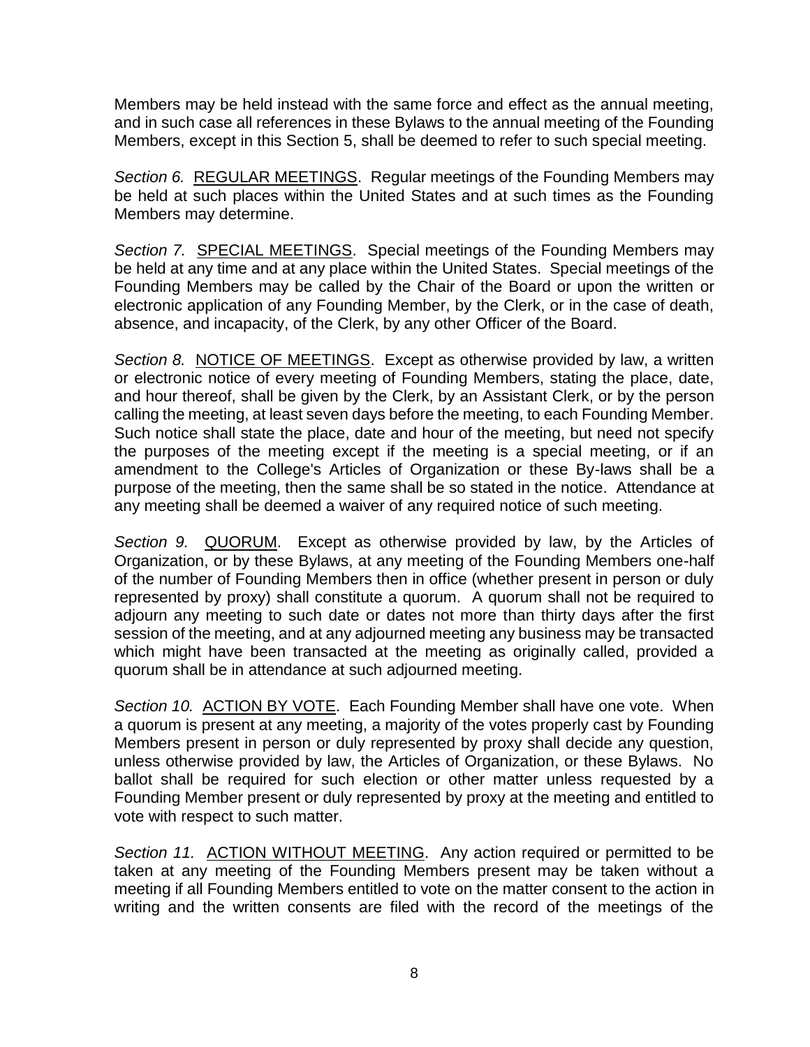Members may be held instead with the same force and effect as the annual meeting, and in such case all references in these Bylaws to the annual meeting of the Founding Members, except in this Section 5, shall be deemed to refer to such special meeting.

*Section 6.* REGULAR MEETINGS. Regular meetings of the Founding Members may be held at such places within the United States and at such times as the Founding Members may determine.

*Section 7.* SPECIAL MEETINGS. Special meetings of the Founding Members may be held at any time and at any place within the United States. Special meetings of the Founding Members may be called by the Chair of the Board or upon the written or electronic application of any Founding Member, by the Clerk, or in the case of death, absence, and incapacity, of the Clerk, by any other Officer of the Board.

*Section 8.* NOTICE OF MEETINGS. Except as otherwise provided by law, a written or electronic notice of every meeting of Founding Members, stating the place, date, and hour thereof, shall be given by the Clerk, by an Assistant Clerk, or by the person calling the meeting, at least seven days before the meeting, to each Founding Member. Such notice shall state the place, date and hour of the meeting, but need not specify the purposes of the meeting except if the meeting is a special meeting, or if an amendment to the College's Articles of Organization or these By-laws shall be a purpose of the meeting, then the same shall be so stated in the notice. Attendance at any meeting shall be deemed a waiver of any required notice of such meeting.

*Section 9.* QUORUM. Except as otherwise provided by law, by the Articles of Organization, or by these Bylaws, at any meeting of the Founding Members one-half of the number of Founding Members then in office (whether present in person or duly represented by proxy) shall constitute a quorum. A quorum shall not be required to adjourn any meeting to such date or dates not more than thirty days after the first session of the meeting, and at any adjourned meeting any business may be transacted which might have been transacted at the meeting as originally called, provided a quorum shall be in attendance at such adjourned meeting.

*Section 10.* ACTION BY VOTE. Each Founding Member shall have one vote. When a quorum is present at any meeting, a majority of the votes properly cast by Founding Members present in person or duly represented by proxy shall decide any question, unless otherwise provided by law, the Articles of Organization, or these Bylaws. No ballot shall be required for such election or other matter unless requested by a Founding Member present or duly represented by proxy at the meeting and entitled to vote with respect to such matter.

*Section 11.* ACTION WITHOUT MEETING. Any action required or permitted to be taken at any meeting of the Founding Members present may be taken without a meeting if all Founding Members entitled to vote on the matter consent to the action in writing and the written consents are filed with the record of the meetings of the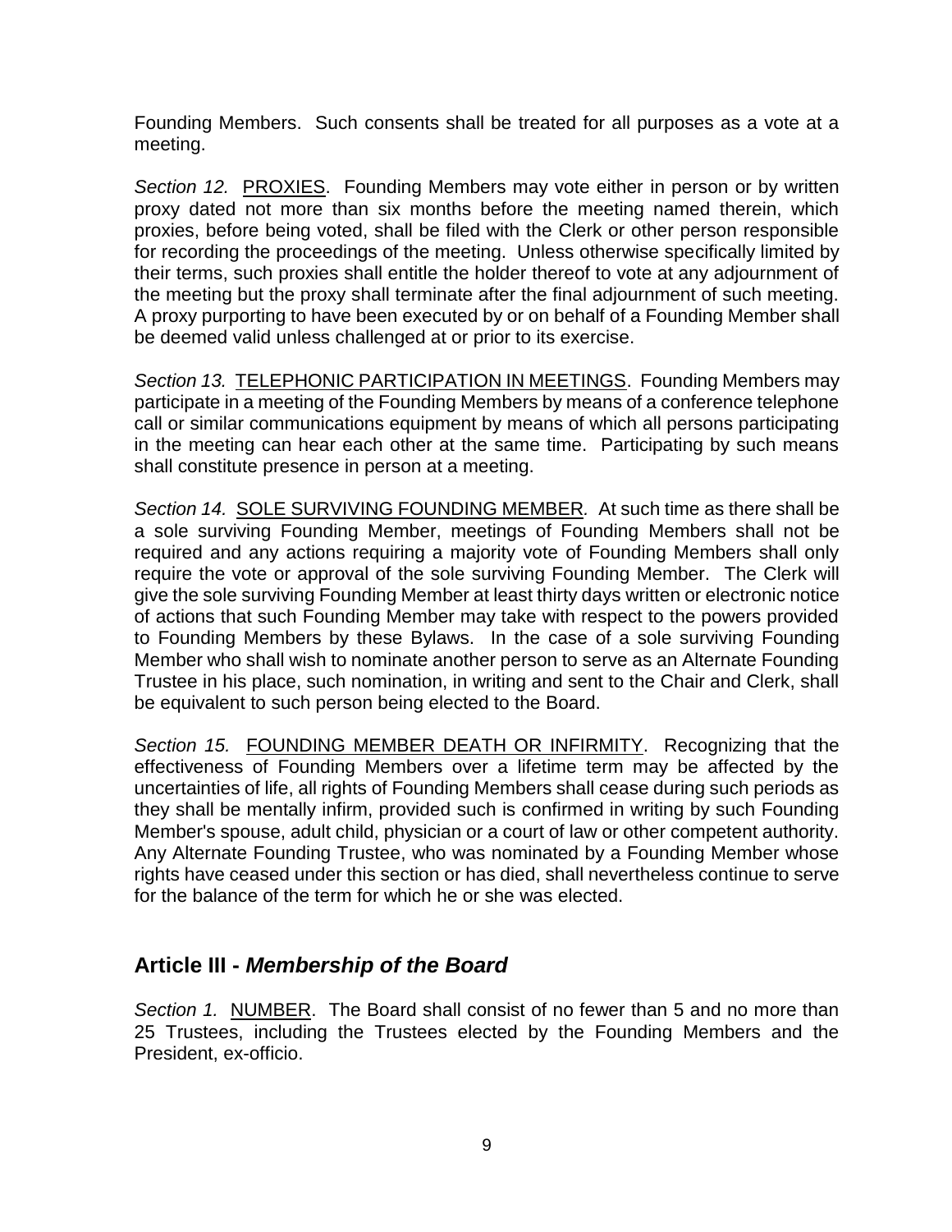Founding Members. Such consents shall be treated for all purposes as a vote at a meeting.

*Section 12.* <u>PROXIES</u>. Founding Members may vote either in person or by written proxy dated not more than six months before the meeting named therein, which proxies, before being voted, shall be filed with the Clerk or other person responsible for recording the proceedings of the meeting. Unless otherwise specifically limited by their terms, such proxies shall entitle the holder thereof to vote at any adjournment of the meeting but the proxy shall terminate after the final adjournment of such meeting. A proxy purporting to have been executed by or on behalf of a Founding Member shall be deemed valid unless challenged at or prior to its exercise.

*Section 13.* <u>TELEPHONIC PARTICIPATION IN MEETINGS</u>. Founding Members may participate in a meeting of the Founding Members by means of a conference telephone call or similar communications equipment by means of which all persons participating in the meeting can hear each other at the same time. Participating by such means shall constitute presence in person at a meeting.

*Section 14.* <u>SOLE SURVIVING FOUNDING MEMBER</u>. At such time as there shall be a sole surviving Founding Member, meetings of Founding Members shall not be required and any actions requiring a majority vote of Founding Members shall only require the vote or approval of the sole surviving Founding Member. The Clerk will give the sole surviving Founding Member at least thirty days written or electronic notice of actions that such Founding Member may take with respect to the powers provided to Founding Members by these Bylaws. In the case of a sole surviving Founding Member who shall wish to nominate another person to serve as an Alternate Founding Trustee in his place, such nomination, in writing and sent to the Chair and Clerk, shall be equivalent to such person being elected to the Board.

*Section 15.* <u>FOUNDING MEMBER DEATH OR INFIRMITY</u>. Recognizing that the effectiveness of Founding Members over a lifetime term may be affected by the uncertainties of life, all rights of Founding Members shall cease during such periods as they shall be mentally infirm, provided such is confirmed in writing by such Founding Member's spouse, adult child, physician or a court of law or other competent authority. Any Alternate Founding Trustee, who was nominated by a Founding Member whose rights have ceased under this section or has died, shall nevertheless continue to serve for the balance of the term for which he or she was elected.

## Article III - *Membership of the Board*

*Section 1.* <u>NUMBER</u>. The Board shall consist of no fewer than 5 and no more than 25 Trustees, including the Trustees elected by the Founding Members and the President, ex-officio.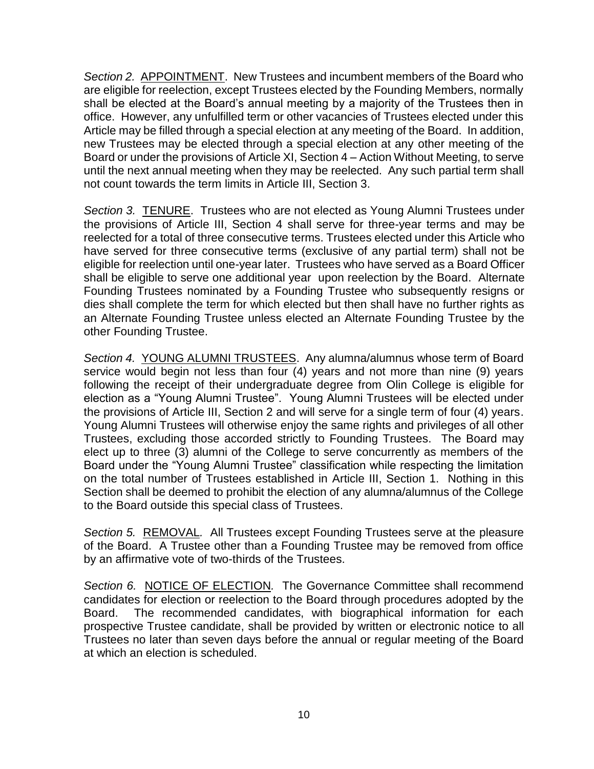*Section 2.* <u>APPOINTMENT</u>. New Trustees and incumbent members of the Board who are eligible for reelection, except Trustees elected by the Founding Members, normally shall be elected at the Board's annual meeting by a majority of the Trustees then in office. However, any unfulfilled term or other vacancies of Trustees elected under this Article may be filled through a special election at any meeting of the Board. In addition, new Trustees may be elected through a special election at any other meeting of the Board or under the provisions of Article XI, Section 4 – Action Without Meeting, to serve until the next annual meeting when they may be reelected. Any such partial term shall not count towards the term limits in Article III, Section 3.

*Section 3.* <u>TENURE</u>. Trustees who are not elected as Young Alumni Trustees under the provisions of Article III, Section 4 shall serve for three-year terms and may be reelected for a total of three consecutive terms. Trustees elected under this Article who have served for three consecutive terms (exclusive of any partial term) shall not be eligible for reelection until one-year later. Trustees who have served as a Board Officer shall be eligible to serve one additional year upon reelection by the Board. Alternate Founding Trustees nominated by a Founding Trustee who subsequently resigns or dies shall complete the term for which elected but then shall have no further rights as an Alternate Founding Trustee unless elected an Alternate Founding Trustee by the other Founding Trustee.

*Section 4.* <u>YOUNG ALUMNI TRUSTEES</u>. Any alumna/alumnus whose term of Board service would begin not less than four (4) years and not more than nine (9) years following the receipt of their undergraduate degree from Olin College is eligible for election as a "Young Alumni Trustee". Young Alumni Trustees will be elected under the provisions of Article III, Section 2 and will serve for a single term of four (4) years. Young Alumni Trustees will otherwise enjoy the same rights and privileges of all other Trustees, excluding those accorded strictly to Founding Trustees. The Board may elect up to three (3) alumni of the College to serve concurrently as members of the Board under the "Young Alumni Trustee" classification while respecting the limitation on the total number of Trustees established in Article III, Section 1. Nothing in this Section shall be deemed to prohibit the election of any alumna/alumnus of the College to the Board outside this special class of Trustees.

*Section 5.* <u>REMOVAL</u>. All Trustees except Founding Trustees serve at the pleasure of the Board. A Trustee other than a Founding Trustee may be removed from office by an affirmative vote of two-thirds of the Trustees.

*Section 6.* <u>NOTICE OF ELECTION</u>. The Governance Committee shall recommend candidates for election or reelection to the Board through procedures adopted by the Board. The recommended candidates, with biographical information for each prospective Trustee candidate, shall be provided by written or electronic notice to all Trustees no later than seven days before the annual or regular meeting of the Board at which an election is scheduled.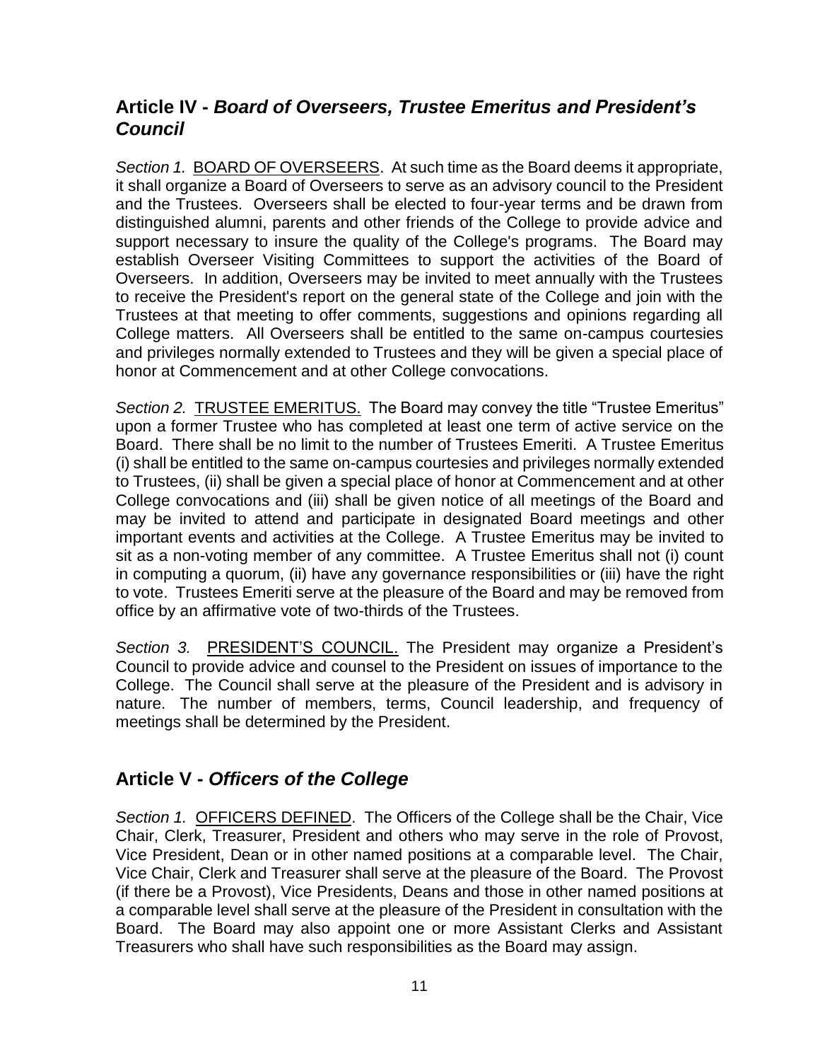## Article IV - *Board of Overseers, Trustee Emeritus and President's Council*

*Section 1.* BOARD OF OVERSEERS. At such time as the Board deems it appropriate, it shall organize a Board of Overseers to serve as an advisory council to the President and the Trustees. Overseers shall be elected to four-year terms and be drawn from distinguished alumni, parents and other friends of the College to provide advice and support necessary to insure the quality of the College's programs. The Board may establish Overseer Visiting Committees to support the activities of the Board of Overseers. In addition, Overseers may be invited to meet annually with the Trustees to receive the President's report on the general state of the College and join with the Trustees at that meeting to offer comments, suggestions and opinions regarding all College matters. All Overseers shall be entitled to the same on-campus courtesies and privileges normally extended to Trustees and they will be given a special place of honor at Commencement and at other College convocations.

*Section 2.* TRUSTEE EMERITUS. The Board may convey the title "Trustee Emeritus" upon a former Trustee who has completed at least one term of active service on the Board. There shall be no limit to the number of Trustees Emeriti. A Trustee Emeritus (i) shall be entitled to the same on-campus courtesies and privileges normally extended to Trustees, (ii) shall be given a special place of honor at Commencement and at other College convocations and (iii) shall be given notice of all meetings of the Board and may be invited to attend and participate in designated Board meetings and other important events and activities at the College. A Trustee Emeritus may be invited to sit as a non-voting member of any committee. A Trustee Emeritus shall not (i) count in computing a quorum, (ii) have any governance responsibilities or (iii) have the right to vote. Trustees Emeriti serve at the pleasure of the Board and may be removed from office by an affirmative vote of two-thirds of the Trustees.

*Section 3.* PRESIDENT'S COUNCIL. The President may organize a President's Council to provide advice and counsel to the President on issues of importance to the College. The Council shall serve at the pleasure of the President and is advisory in nature. The number of members, terms, Council leadership, and frequency of meetings shall be determined by the President.

## Article V - *Officers of the College*

*Section 1.* OFFICERS DEFINED. The Officers of the College shall be the Chair, Vice Chair, Clerk, Treasurer, President and others who may serve in the role of Provost, Vice President, Dean or in other named positions at a comparable level. The Chair, Vice Chair, Clerk and Treasurer shall serve at the pleasure of the Board. The Provost (if there be a Provost), Vice Presidents, Deans and those in other named positions at a comparable level shall serve at the pleasure of the President in consultation with the Board. The Board may also appoint one or more Assistant Clerks and Assistant Treasurers who shall have such responsibilities as the Board may assign.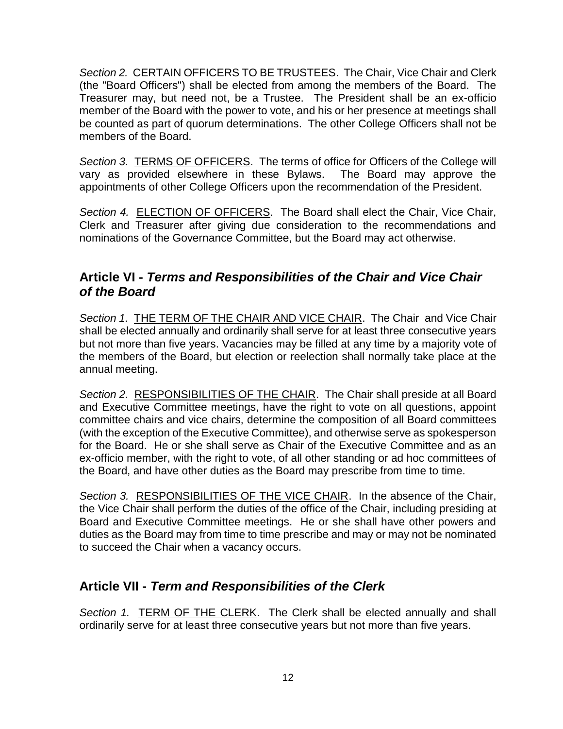*Section 2.* <u>CERTAIN OFFICERS TO BE TRUSTEES</u>. The Chair, Vice Chair and Clerk (the "Board Officers") shall be elected from among the members of the Board. The Treasurer may, but need not, be a Trustee. The President shall be an ex-officio member of the Board with the power to vote, and his or her presence at meetings shall be counted as part of quorum determinations. The other College Officers shall not be members of the Board.

*Section 3.* <u>TERMS OF OFFICERS</u>. The terms of office for Officers of the College will vary as provided elsewhere in these Bylaws. The Board may approve the appointments of other College Officers upon the recommendation of the President.

*Section 4.* <u>ELECTION OF OFFICERS</u>. The Board shall elect the Chair, Vice Chair, Clerk and Treasurer after giving due consideration to the recommendations and nominations of the Governance Committee, but the Board may act otherwise.

## Article VI - *Terms and Responsibilities of the Chair and Vice Chair of the Board*

*Section 1.* <u>THE TERM OF THE CHAIR AND VICE CHAIR</u>. The Chair and Vice Chair shall be elected annually and ordinarily shall serve for at least three consecutive years but not more than five years. Vacancies may be filled at any time by a majority vote of the members of the Board, but election or reelection shall normally take place at the annual meeting.

*Section 2.* <u>RESPONSIBILITIES OF THE CHAIR</u>. The Chair shall preside at all Board and Executive Committee meetings, have the right to vote on all questions, appoint committee chairs and vice chairs, determine the composition of all Board committees (with the exception of the Executive Committee), and otherwise serve as spokesperson for the Board. He or she shall serve as Chair of the Executive Committee and as an ex-officio member, with the right to vote, of all other standing or ad hoc committees of the Board, and have other duties as the Board may prescribe from time to time.

*Section 3.* <u>RESPONSIBILITIES OF THE VICE CHAIR</u>. In the absence of the Chair, the Vice Chair shall perform the duties of the office of the Chair, including presiding at Board and Executive Committee meetings. He or she shall have other powers and duties as the Board may from time to time prescribe and may or may not be nominated to succeed the Chair when a vacancy occurs.

## Article VII - *Term and Responsibilities of the Clerk*

*Section 1.* <u>TERM OF THE CLERK</u>. The Clerk shall be elected annually and shall ordinarily serve for at least three consecutive years but not more than five years.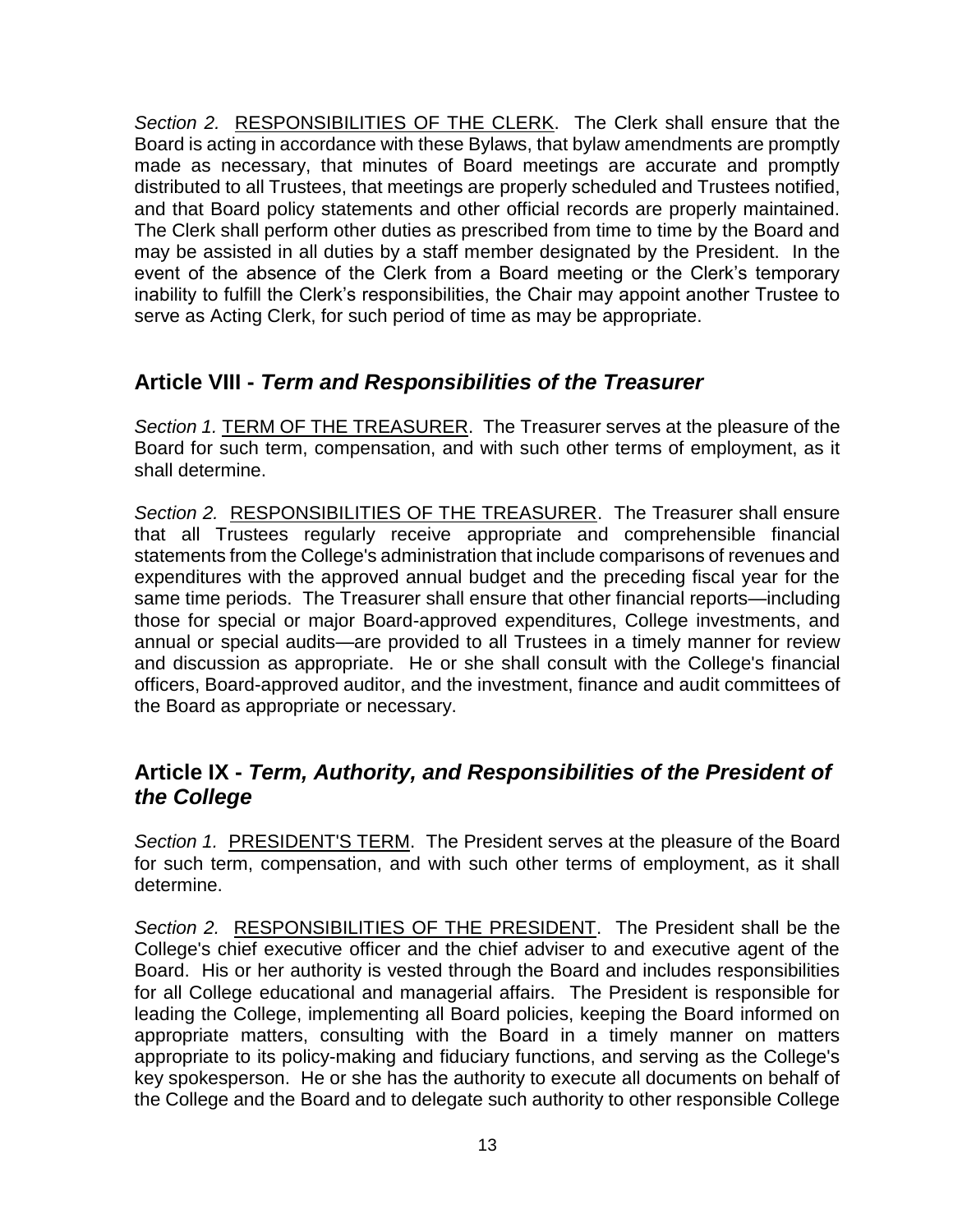*Section 2.* RESPONSIBILITIES OF THE CLERK. The Clerk shall ensure that the Board is acting in accordance with these Bylaws, that bylaw amendments are promptly made as necessary, that minutes of Board meetings are accurate and promptly distributed to all Trustees, that meetings are properly scheduled and Trustees notified, and that Board policy statements and other official records are properly maintained. The Clerk shall perform other duties as prescribed from time to time by the Board and may be assisted in all duties by a staff member designated by the President. In the event of the absence of the Clerk from a Board meeting or the Clerk's temporary inability to fulfill the Clerk's responsibilities, the Chair may appoint another Trustee to serve as Acting Clerk, for such period of time as may be appropriate.

## Article VIII - *Term and Responsibilities of the Treasurer*

*Section 1.* TERM OF THE TREASURER. The Treasurer serves at the pleasure of the Board for such term, compensation, and with such other terms of employment, as it shall determine.

*Section 2.* RESPONSIBILITIES OF THE TREASURER. The Treasurer shall ensure that all Trustees regularly receive appropriate and comprehensible financial statements from the College's administration that include comparisons of revenues and expenditures with the approved annual budget and the preceding fiscal year for the same time periods. The Treasurer shall ensure that other financial reports—including those for special or major Board-approved expenditures, College investments, and annual or special audits—are provided to all Trustees in a timely manner for review and discussion as appropriate. He or she shall consult with the College's financial officers, Board-approved auditor, and the investment, finance and audit committees of the Board as appropriate or necessary.

## Article IX - *Term, Authority, and Responsibilities of the President of the College*

*Section 1.* PRESIDENT'S TERM. The President serves at the pleasure of the Board for such term, compensation, and with such other terms of employment, as it shall determine.

*Section 2.* RESPONSIBILITIES OF THE PRESIDENT. The President shall be the College's chief executive officer and the chief adviser to and executive agent of the Board. His or her authority is vested through the Board and includes responsibilities for all College educational and managerial affairs. The President is responsible for leading the College, implementing all Board policies, keeping the Board informed on appropriate matters, consulting with the Board in a timely manner on matters appropriate to its policy-making and fiduciary functions, and serving as the College's key spokesperson. He or she has the authority to execute all documents on behalf of the College and the Board and to delegate such authority to other responsible College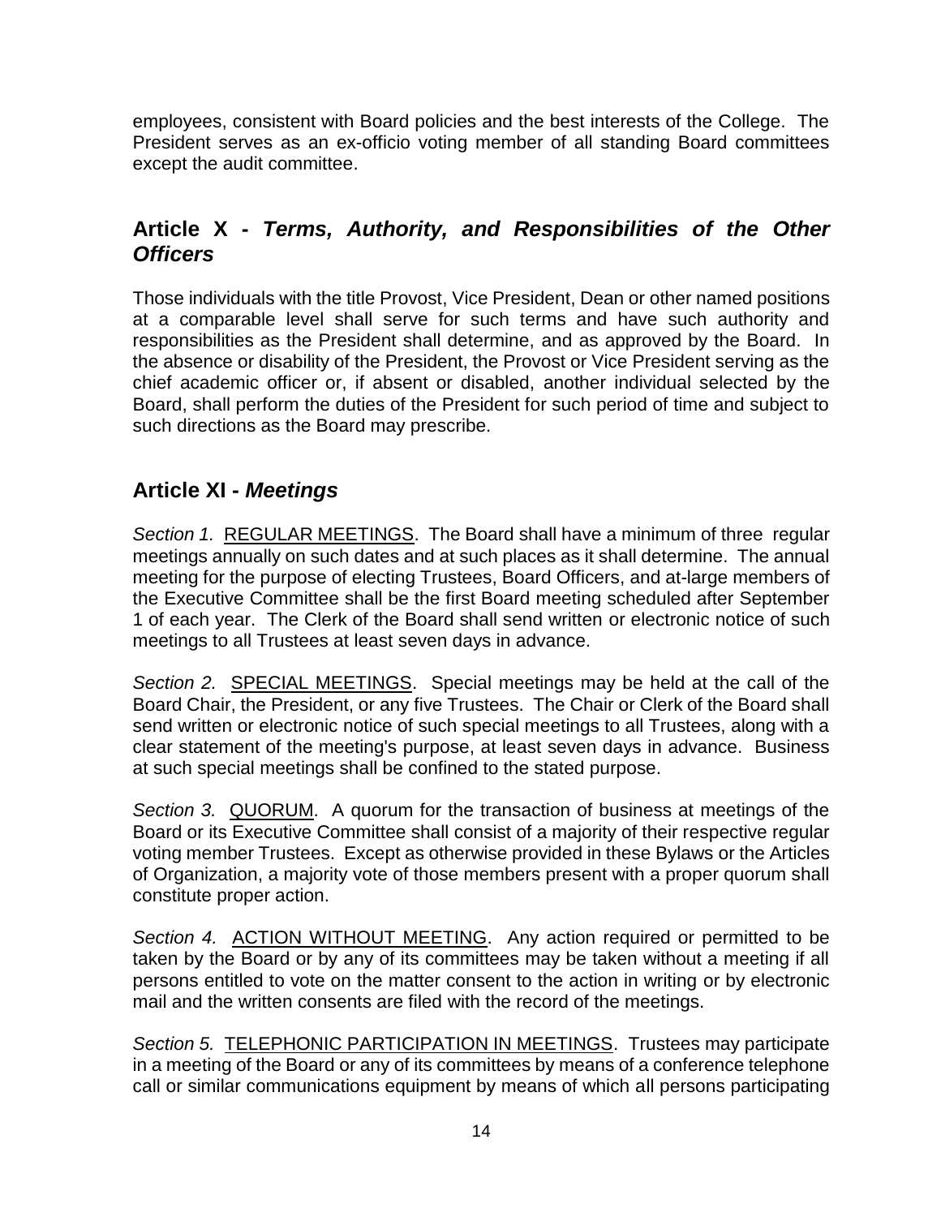employees, consistent with Board policies and the best interests of the College. The President serves as an ex-officio voting member of all standing Board committees except the audit committee.

## Article X - *Terms, Authority, and Responsibilities of the Other Officers*

Those individuals with the title Provost, Vice President, Dean or other named positions at a comparable level shall serve for such terms and have such authority and responsibilities as the President shall determine, and as approved by the Board. In the absence or disability of the President, the Provost or Vice President serving as the chief academic officer or, if absent or disabled, another individual selected by the Board, shall perform the duties of the President for such period of time and subject to such directions as the Board may prescribe.

## Article XI - *Meetings*

*Section 1.* REGULAR MEETINGS. The Board shall have a minimum of three regular meetings annually on such dates and at such places as it shall determine. The annual meeting for the purpose of electing Trustees, Board Officers, and at-large members of the Executive Committee shall be the first Board meeting scheduled after September 1 of each year. The Clerk of the Board shall send written or electronic notice of such meetings to all Trustees at least seven days in advance.

*Section 2.* SPECIAL MEETINGS. Special meetings may be held at the call of the Board Chair, the President, or any five Trustees. The Chair or Clerk of the Board shall send written or electronic notice of such special meetings to all Trustees, along with a clear statement of the meeting's purpose, at least seven days in advance. Business at such special meetings shall be confined to the stated purpose.

*Section 3.* QUORUM. A quorum for the transaction of business at meetings of the Board or its Executive Committee shall consist of a majority of their respective regular voting member Trustees. Except as otherwise provided in these Bylaws or the Articles of Organization, a majority vote of those members present with a proper quorum shall constitute proper action.

*Section 4.* ACTION WITHOUT MEETING. Any action required or permitted to be taken by the Board or by any of its committees may be taken without a meeting if all persons entitled to vote on the matter consent to the action in writing or by electronic mail and the written consents are filed with the record of the meetings.

*Section 5.* TELEPHONIC PARTICIPATION IN MEETINGS. Trustees may participate in a meeting of the Board or any of its committees by means of a conference telephone call or similar communications equipment by means of which all persons participating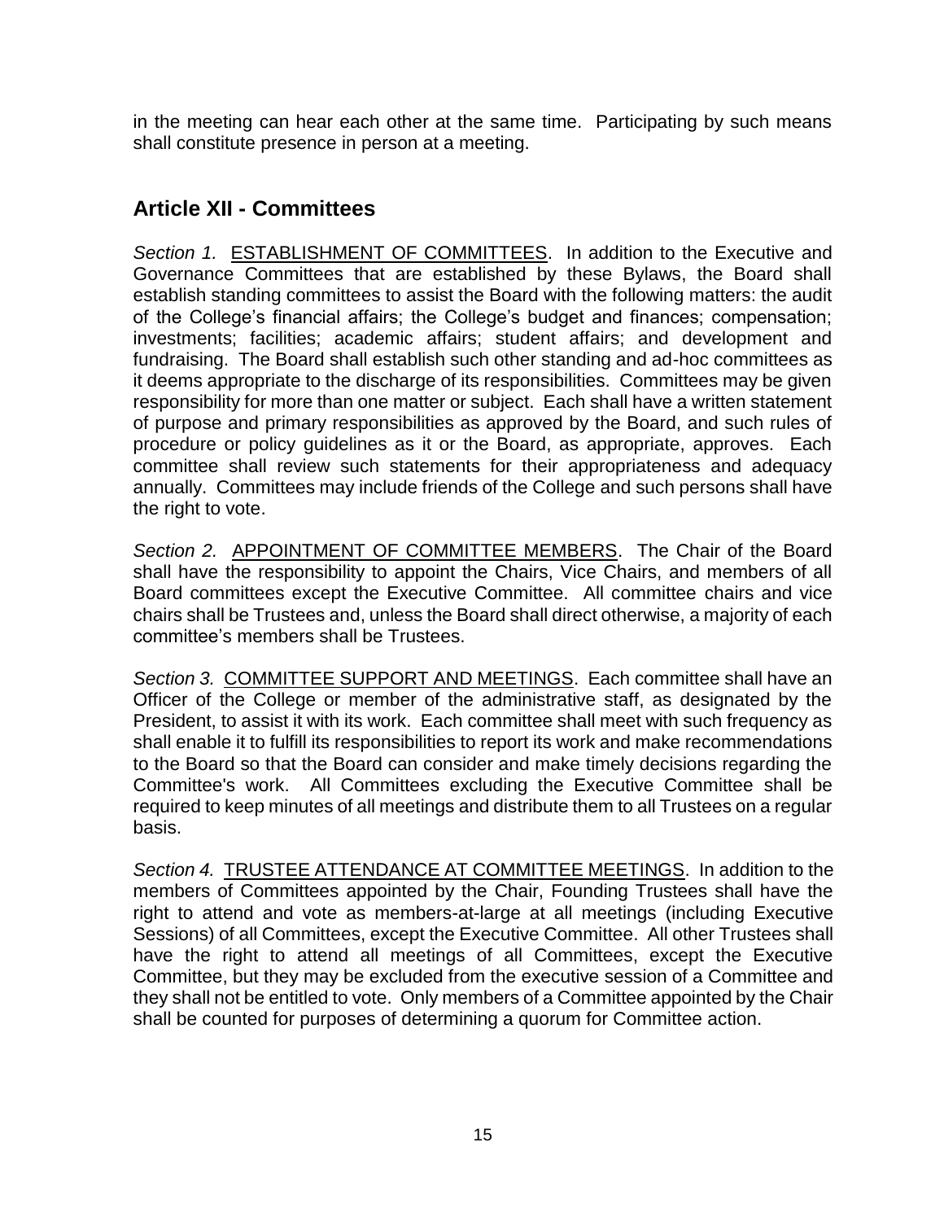in the meeting can hear each other at the same time. Participating by such means shall constitute presence in person at a meeting.

## Article XII - Committees

*Section 1.* <u>ESTABLISHMENT OF COMMITTEES</u>. In addition to the Executive and Governance Committees that are established by these Bylaws, the Board shall establish standing committees to assist the Board with the following matters: the audit of the College's financial affairs; the College's budget and finances; compensation; investments; facilities; academic affairs; student affairs; and development and fundraising. The Board shall establish such other standing and ad-hoc committees as it deems appropriate to the discharge of its responsibilities. Committees may be given responsibility for more than one matter or subject. Each shall have a written statement of purpose and primary responsibilities as approved by the Board, and such rules of procedure or policy guidelines as it or the Board, as appropriate, approves. Each committee shall review such statements for their appropriateness and adequacy annually. Committees may include friends of the College and such persons shall have the right to vote.

*Section 2.* <u>APPOINTMENT OF COMMITTEE MEMBERS</u>. The Chair of the Board shall have the responsibility to appoint the Chairs, Vice Chairs, and members of all Board committees except the Executive Committee. All committee chairs and vice chairs shall be Trustees and, unless the Board shall direct otherwise, a majority of each committee's members shall be Trustees.

*Section 3.* <u>COMMITTEE SUPPORT AND MEETINGS</u>. Each committee shall have an Officer of the College or member of the administrative staff, as designated by the President, to assist it with its work. Each committee shall meet with such frequency as shall enable it to fulfill its responsibilities to report its work and make recommendations to the Board so that the Board can consider and make timely decisions regarding the Committee's work. All Committees excluding the Executive Committee shall be required to keep minutes of all meetings and distribute them to all Trustees on a regular basis.

*Section 4.* <u>TRUSTEE ATTENDANCE AT COMMITTEE MEETINGS</u>. In addition to the members of Committees appointed by the Chair, Founding Trustees shall have the right to attend and vote as members-at-large at all meetings (including Executive Sessions) of all Committees, except the Executive Committee. All other Trustees shall have the right to attend all meetings of all Committees, except the Executive Committee, but they may be excluded from the executive session of a Committee and they shall not be entitled to vote. Only members of a Committee appointed by the Chair shall be counted for purposes of determining a quorum for Committee action.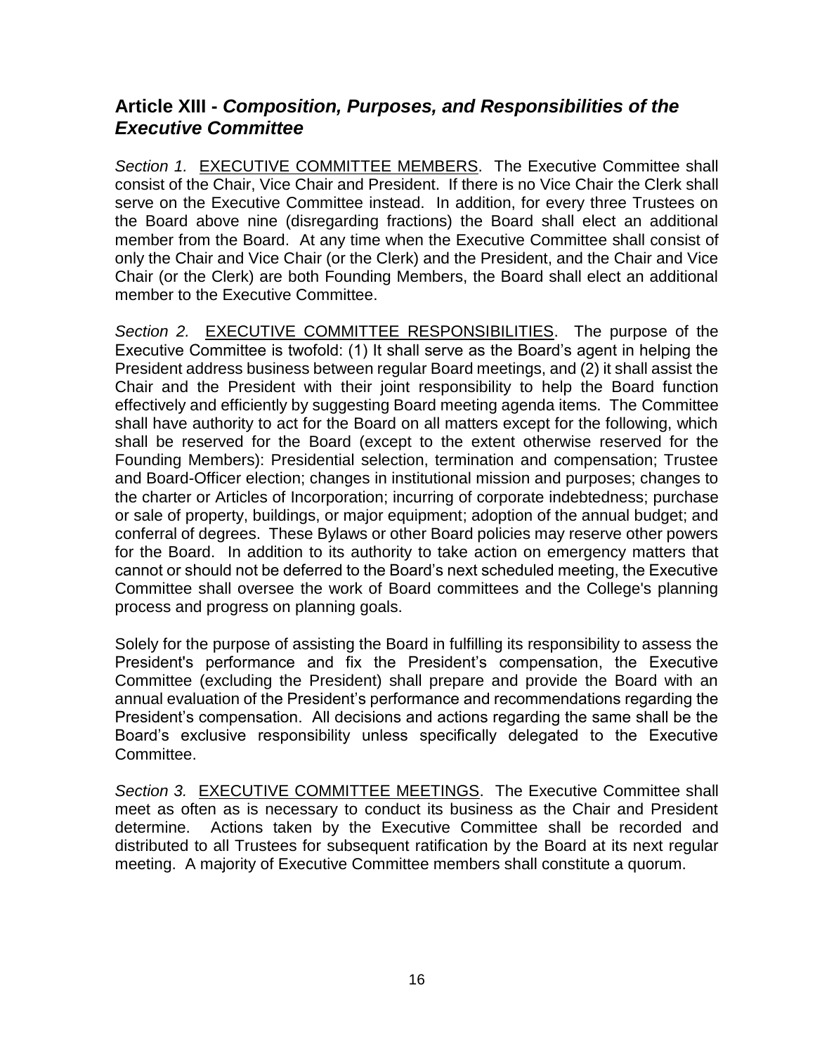## Article XIII - *Composition, Purposes, and Responsibilities of the Executive Committee*

*Section 1.* <u>EXECUTIVE COMMITTEE MEMBERS</u>. The Executive Committee shall consist of the Chair, Vice Chair and President. If there is no Vice Chair the Clerk shall serve on the Executive Committee instead. In addition, for every three Trustees on the Board above nine (disregarding fractions) the Board shall elect an additional member from the Board. At any time when the Executive Committee shall consist of only the Chair and Vice Chair (or the Clerk) and the President, and the Chair and Vice Chair (or the Clerk) are both Founding Members, the Board shall elect an additional member to the Executive Committee.

*Section 2.* <u>EXECUTIVE COMMITTEE RESPONSIBILITIES</u>. The purpose of the Executive Committee is twofold: (1) It shall serve as the Board's agent in helping the President address business between regular Board meetings, and (2) it shall assist the Chair and the President with their joint responsibility to help the Board function effectively and efficiently by suggesting Board meeting agenda items. The Committee shall have authority to act for the Board on all matters except for the following, which shall be reserved for the Board (except to the extent otherwise reserved for the Founding Members): Presidential selection, termination and compensation; Trustee and Board-Officer election; changes in institutional mission and purposes; changes to the charter or Articles of Incorporation; incurring of corporate indebtedness; purchase or sale of property, buildings, or major equipment; adoption of the annual budget; and conferral of degrees. These Bylaws or other Board policies may reserve other powers for the Board. In addition to its authority to take action on emergency matters that cannot or should not be deferred to the Board's next scheduled meeting, the Executive Committee shall oversee the work of Board committees and the College's planning process and progress on planning goals.

Solely for the purpose of assisting the Board in fulfilling its responsibility to assess the President's performance and fix the President's compensation, the Executive Committee (excluding the President) shall prepare and provide the Board with an annual evaluation of the President's performance and recommendations regarding the President's compensation. All decisions and actions regarding the same shall be the Board's exclusive responsibility unless specifically delegated to the Executive Committee.

*Section 3.* <u>EXECUTIVE COMMITTEE MEETINGS</u>. The Executive Committee shall meet as often as is necessary to conduct its business as the Chair and President determine. Actions taken by the Executive Committee shall be recorded and distributed to all Trustees for subsequent ratification by the Board at its next regular meeting. A majority of Executive Committee members shall constitute a quorum.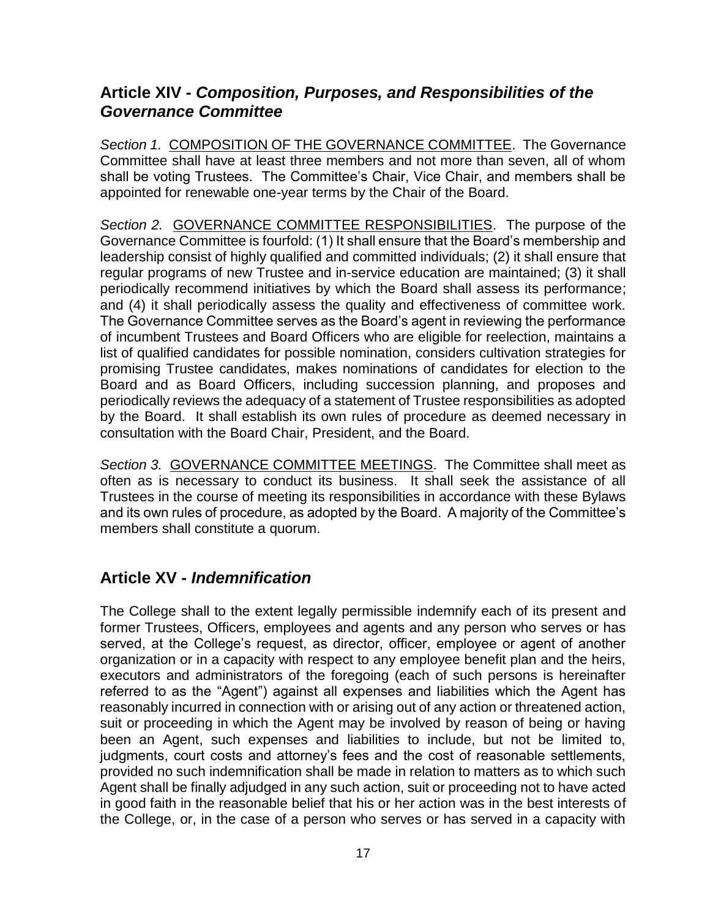## Article XIV - *Composition, Purposes, and Responsibilities of the Governance Committee*

*Section 1.* COMPOSITION OF THE GOVERNANCE COMMITTEE. The Governance Committee shall have at least three members and not more than seven, all of whom shall be voting Trustees. The Committee's Chair, Vice Chair, and members shall be appointed for renewable one-year terms by the Chair of the Board.

*Section 2.* GOVERNANCE COMMITTEE RESPONSIBILITIES. The purpose of the Governance Committee is fourfold: (1) It shall ensure that the Board's membership and leadership consist of highly qualified and committed individuals; (2) it shall ensure that regular programs of new Trustee and in-service education are maintained; (3) it shall periodically recommend initiatives by which the Board shall assess its performance; and (4) it shall periodically assess the quality and effectiveness of committee work. The Governance Committee serves as the Board's agent in reviewing the performance of incumbent Trustees and Board Officers who are eligible for reelection, maintains a list of qualified candidates for possible nomination, considers cultivation strategies for promising Trustee candidates, makes nominations of candidates for election to the Board and as Board Officers, including succession planning, and proposes and periodically reviews the adequacy of a statement of Trustee responsibilities as adopted by the Board. It shall establish its own rules of procedure as deemed necessary in consultation with the Board Chair, President, and the Board.

*Section 3.* GOVERNANCE COMMITTEE MEETINGS. The Committee shall meet as often as is necessary to conduct its business. It shall seek the assistance of all Trustees in the course of meeting its responsibilities in accordance with these Bylaws and its own rules of procedure, as adopted by the Board. A majority of the Committee's members shall constitute a quorum.

## Article XV - *Indemnification*

The College shall to the extent legally permissible indemnify each of its present and former Trustees, Officers, employees and agents and any person who serves or has served, at the College's request, as director, officer, employee or agent of another organization or in a capacity with respect to any employee benefit plan and the heirs, executors and administrators of the foregoing (each of such persons is hereinafter referred to as the "Agent") against all expenses and liabilities which the Agent has reasonably incurred in connection with or arising out of any action or threatened action, suit or proceeding in which the Agent may be involved by reason of being or having been an Agent, such expenses and liabilities to include, but not be limited to, judgments, court costs and attorney's fees and the cost of reasonable settlements, provided no such indemnification shall be made in relation to matters as to which such Agent shall be finally adjudged in any such action, suit or proceeding not to have acted in good faith in the reasonable belief that his or her action was in the best interests of the College, or, in the case of a person who serves or has served in a capacity with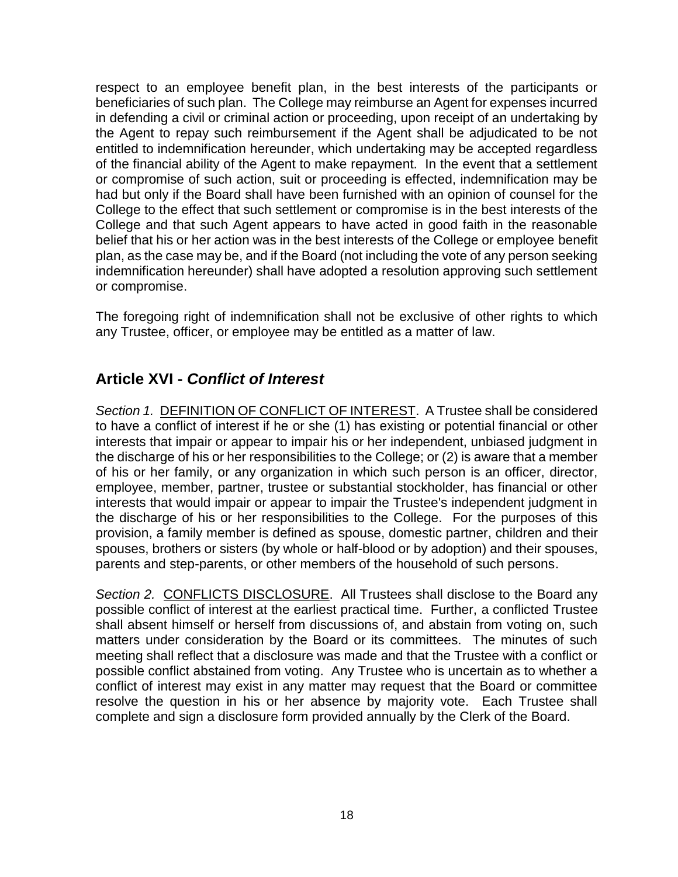respect to an employee benefit plan, in the best interests of the participants or beneficiaries of such plan. The College may reimburse an Agent for expenses incurred in defending a civil or criminal action or proceeding, upon receipt of an undertaking by the Agent to repay such reimbursement if the Agent shall be adjudicated to be not entitled to indemnification hereunder, which undertaking may be accepted regardless of the financial ability of the Agent to make repayment. In the event that a settlement or compromise of such action, suit or proceeding is effected, indemnification may be had but only if the Board shall have been furnished with an opinion of counsel for the College to the effect that such settlement or compromise is in the best interests of the College and that such Agent appears to have acted in good faith in the reasonable belief that his or her action was in the best interests of the College or employee benefit plan, as the case may be, and if the Board (not including the vote of any person seeking indemnification hereunder) shall have adopted a resolution approving such settlement or compromise.

The foregoing right of indemnification shall not be exclusive of other rights to which any Trustee, officer, or employee may be entitled as a matter of law.

## Article XVI - *Conflict of Interest*

*Section 1.* <u>DEFINITION OF CONFLICT OF INTEREST</u>. A Trustee shall be considered to have a conflict of interest if he or she (1) has existing or potential financial or other interests that impair or appear to impair his or her independent, unbiased judgment in the discharge of his or her responsibilities to the College; or (2) is aware that a member of his or her family, or any organization in which such person is an officer, director, employee, member, partner, trustee or substantial stockholder, has financial or other interests that would impair or appear to impair the Trustee's independent judgment in the discharge of his or her responsibilities to the College. For the purposes of this provision, a family member is defined as spouse, domestic partner, children and their spouses, brothers or sisters (by whole or half-blood or by adoption) and their spouses, parents and step-parents, or other members of the household of such persons.

*Section 2.* <u>CONFLICTS DISCLOSURE</u>. All Trustees shall disclose to the Board any possible conflict of interest at the earliest practical time. Further, a conflicted Trustee shall absent himself or herself from discussions of, and abstain from voting on, such matters under consideration by the Board or its committees. The minutes of such meeting shall reflect that a disclosure was made and that the Trustee with a conflict or possible conflict abstained from voting. Any Trustee who is uncertain as to whether a conflict of interest may exist in any matter may request that the Board or committee resolve the question in his or her absence by majority vote. Each Trustee shall complete and sign a disclosure form provided annually by the Clerk of the Board.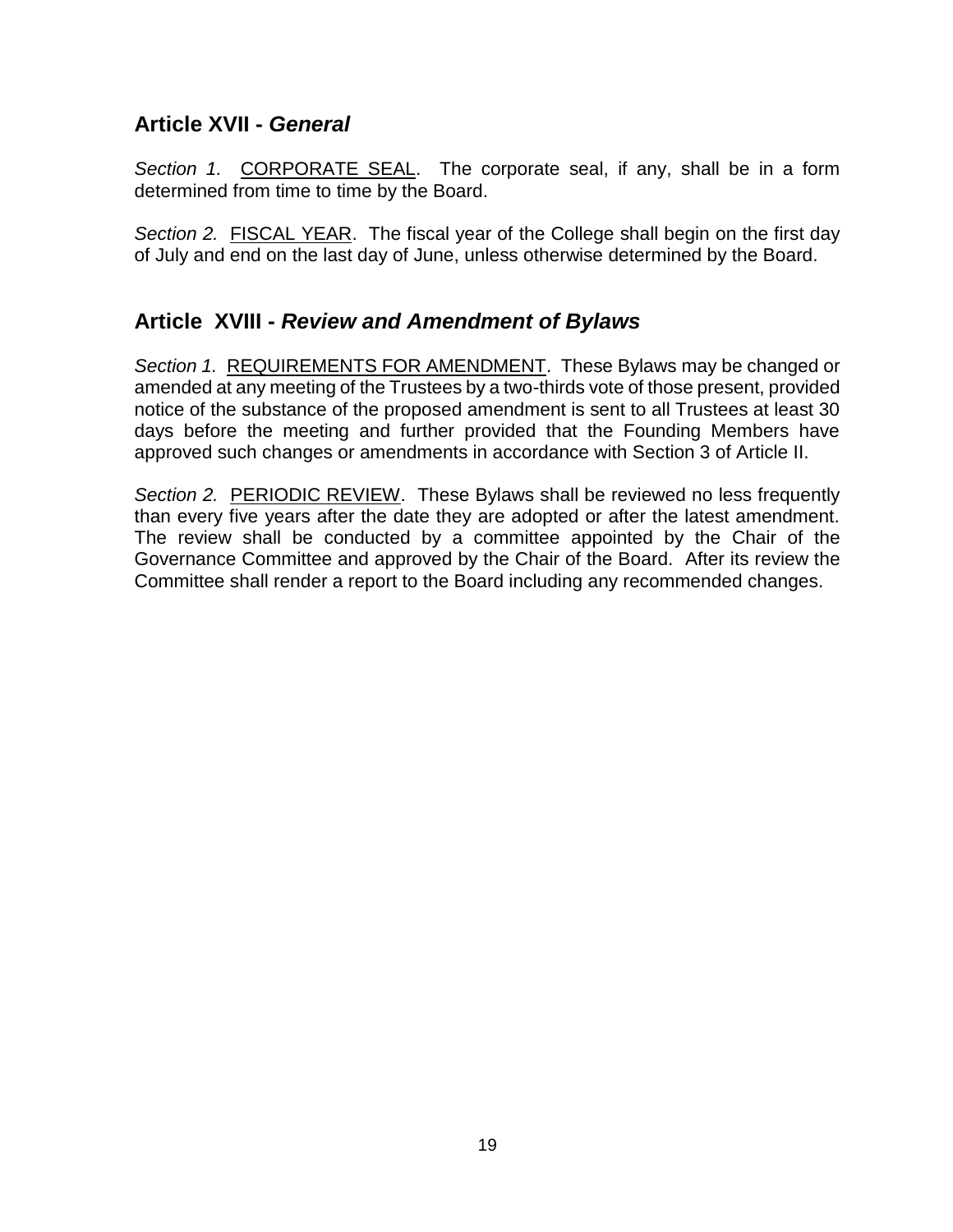## Article XVII - *General*

*Section 1.* CORPORATE SEAL. The corporate seal, if any, shall be in a form determined from time to time by the Board.

*Section 2.* FISCAL YEAR. The fiscal year of the College shall begin on the first day of July and end on the last day of June, unless otherwise determined by the Board.

## Article XVIII - *Review and Amendment of Bylaws*

*Section 1.* REQUIREMENTS FOR AMENDMENT. These Bylaws may be changed or amended at any meeting of the Trustees by a two-thirds vote of those present, provided notice of the substance of the proposed amendment is sent to all Trustees at least 30 days before the meeting and further provided that the Founding Members have approved such changes or amendments in accordance with Section 3 of Article II.

*Section 2.* PERIODIC REVIEW. These Bylaws shall be reviewed no less frequently than every five years after the date they are adopted or after the latest amendment. The review shall be conducted by a committee appointed by the Chair of the Governance Committee and approved by the Chair of the Board. After its review the Committee shall render a report to the Board including any recommended changes.